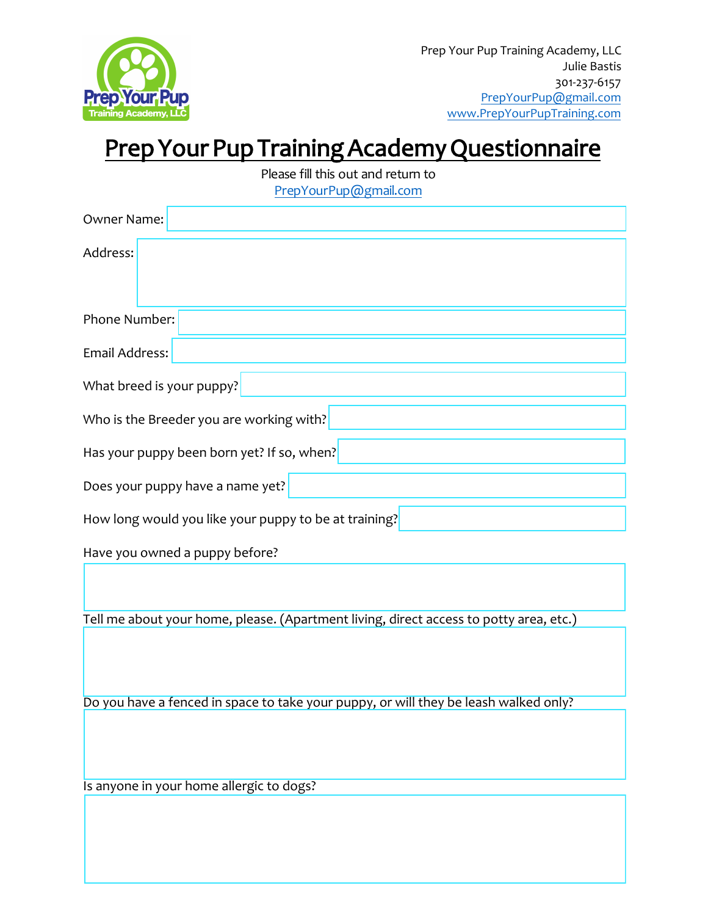Prep Your Pup Training Academy, LLC
Julie Bastis
301-237-6157
PrepYourPup@gmail.com
www.PrepYourPupTraining.com

# Prep Your Pup Training Academy Questionnaire

Please fill this out and return to
PrepYourPup@gmail.com

Owner Name:

Address:

Phone Number:

Email Address:

What breed is your puppy?

Who is the Breeder you are working with?

Has your puppy been born yet? If so, when?

Does your puppy have a name yet?

How long would you like your puppy to be at training?

Have you owned a puppy before?

Tell me about your home, please. (Apartment living, direct access to potty area, etc.)

Do you have a fenced in space to take your puppy, or will they be leash walked only?

Is anyone in your home allergic to dogs?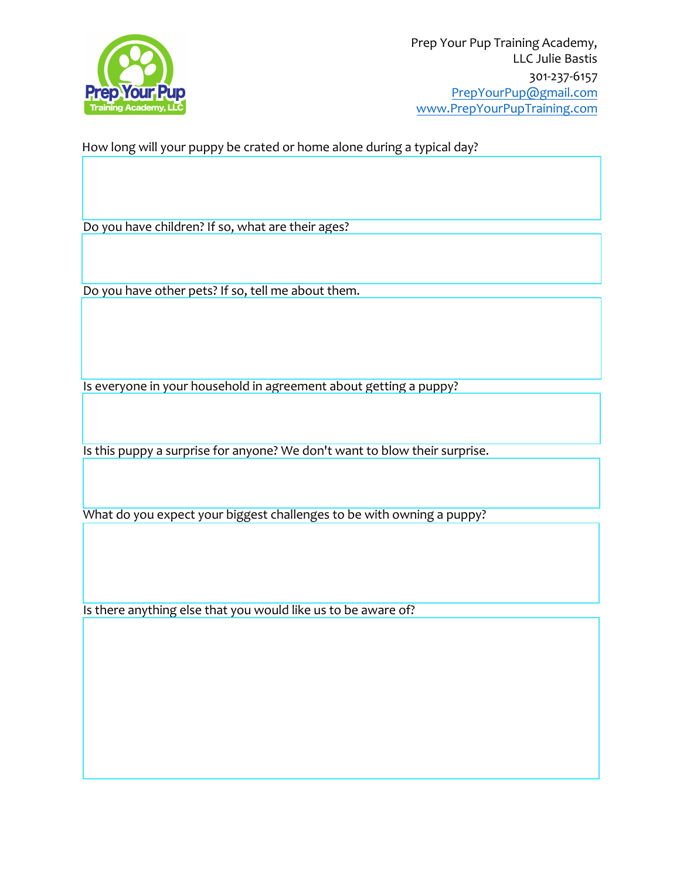Prep Your Pup Training Academy, LLC Julie Bastis
301-237-6157
PrepYourPup@gmail.com
www.PrepYourPupTraining.com

How long will your puppy be crated or home alone during a typical day?

Do you have children? If so, what are their ages?

Do you have other pets? If so, tell me about them.

Is everyone in your household in agreement about getting a puppy?

Is this puppy a surprise for anyone? We don't want to blow their surprise.

What do you expect your biggest challenges to be with owning a puppy?

Is there anything else that you would like us to be aware of?